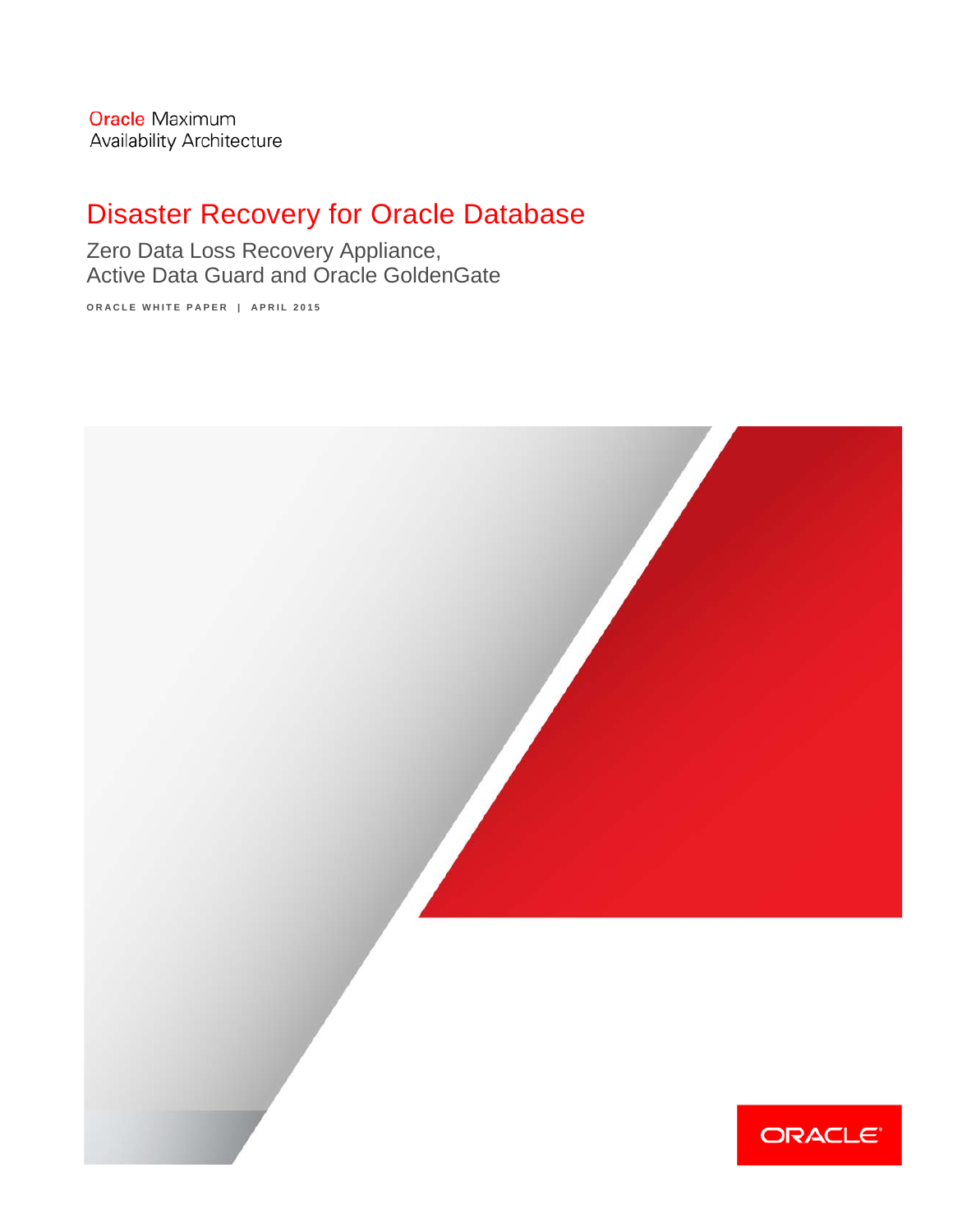Oracle Maximum Availability Architecture

# Disaster Recovery for Oracle Database

Zero Data Loss Recovery Appliance,
Active Data Guard and Oracle GoldenGate

ORACLE WHITE PAPER | APRIL 2015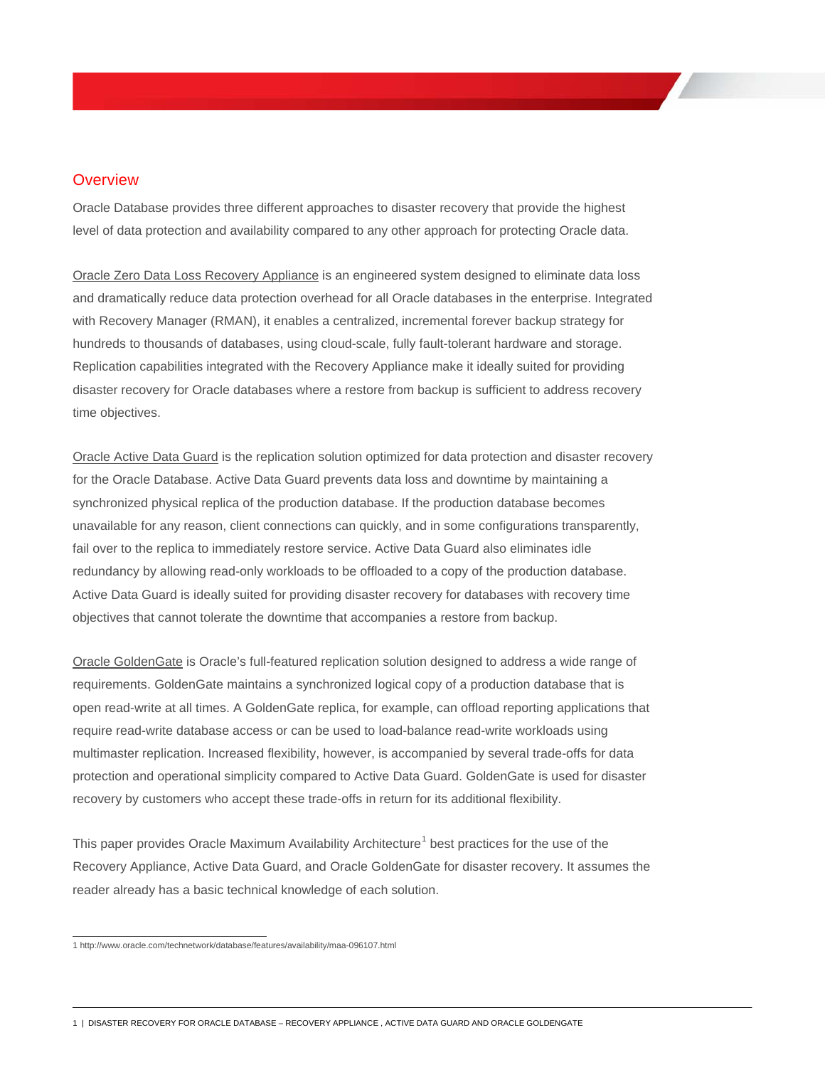## Overview

Oracle Database provides three different approaches to disaster recovery that provide the highest level of data protection and availability compared to any other approach for protecting Oracle data.

Oracle Zero Data Loss Recovery Appliance is an engineered system designed to eliminate data loss and dramatically reduce data protection overhead for all Oracle databases in the enterprise. Integrated with Recovery Manager (RMAN), it enables a centralized, incremental forever backup strategy for hundreds to thousands of databases, using cloud-scale, fully fault-tolerant hardware and storage. Replication capabilities integrated with the Recovery Appliance make it ideally suited for providing disaster recovery for Oracle databases where a restore from backup is sufficient to address recovery time objectives.

Oracle Active Data Guard is the replication solution optimized for data protection and disaster recovery for the Oracle Database. Active Data Guard prevents data loss and downtime by maintaining a synchronized physical replica of the production database. If the production database becomes unavailable for any reason, client connections can quickly, and in some configurations transparently, fail over to the replica to immediately restore service. Active Data Guard also eliminates idle redundancy by allowing read-only workloads to be offloaded to a copy of the production database. Active Data Guard is ideally suited for providing disaster recovery for databases with recovery time objectives that cannot tolerate the downtime that accompanies a restore from backup.

Oracle GoldenGate is Oracle's full-featured replication solution designed to address a wide range of requirements. GoldenGate maintains a synchronized logical copy of a production database that is open read-write at all times. A GoldenGate replica, for example, can offload reporting applications that require read-write database access or can be used to load-balance read-write workloads using multimaster replication. Increased flexibility, however, is accompanied by several trade-offs for data protection and operational simplicity compared to Active Data Guard. GoldenGate is used for disaster recovery by customers who accept these trade-offs in return for its additional flexibility.

This paper provides Oracle Maximum Availability Architecture[1] best practices for the use of the Recovery Appliance, Active Data Guard, and Oracle GoldenGate for disaster recovery. It assumes the reader already has a basic technical knowledge of each solution.

1 http://www.oracle.com/technetwork/database/features/availability/maa-096107.html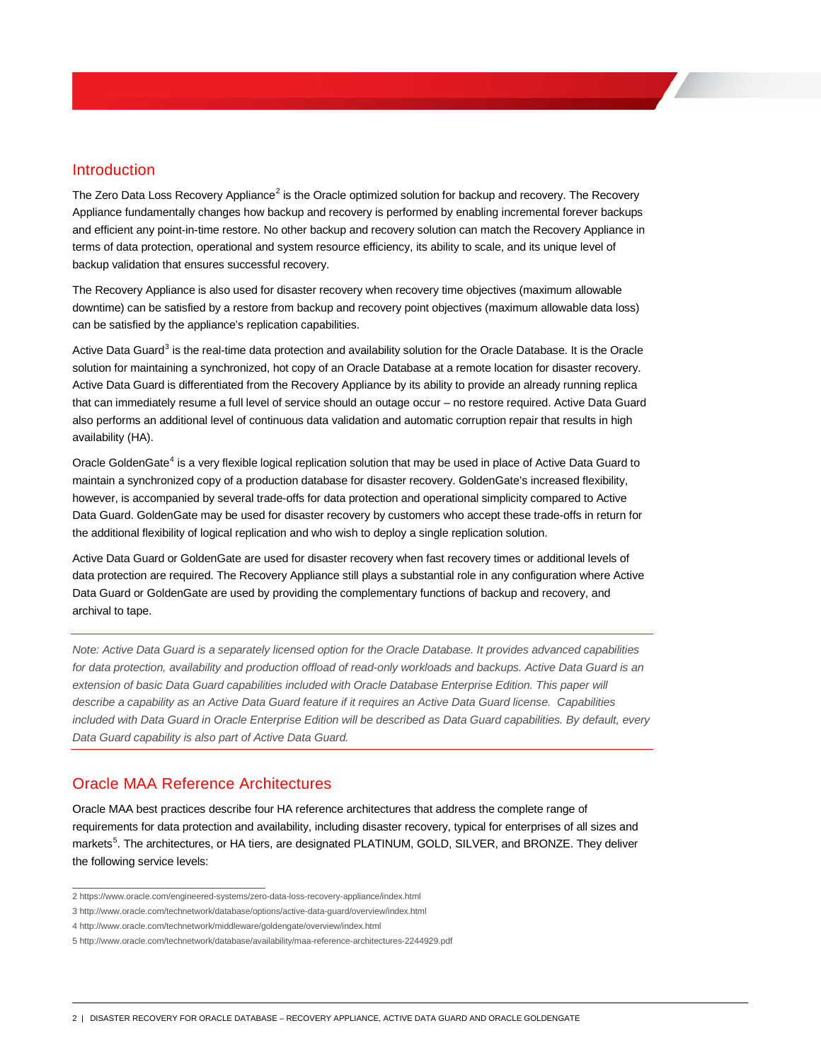## Introduction

The Zero Data Loss Recovery Appliance[2] is the Oracle optimized solution for backup and recovery. The Recovery Appliance fundamentally changes how backup and recovery is performed by enabling incremental forever backups and efficient any point-in-time restore. No other backup and recovery solution can match the Recovery Appliance in terms of data protection, operational and system resource efficiency, its ability to scale, and its unique level of backup validation that ensures successful recovery.

The Recovery Appliance is also used for disaster recovery when recovery time objectives (maximum allowable downtime) can be satisfied by a restore from backup and recovery point objectives (maximum allowable data loss) can be satisfied by the appliance's replication capabilities.

Active Data Guard[3] is the real-time data protection and availability solution for the Oracle Database. It is the Oracle solution for maintaining a synchronized, hot copy of an Oracle Database at a remote location for disaster recovery. Active Data Guard is differentiated from the Recovery Appliance by its ability to provide an already running replica that can immediately resume a full level of service should an outage occur – no restore required. Active Data Guard also performs an additional level of continuous data validation and automatic corruption repair that results in high availability (HA).

Oracle GoldenGate[4] is a very flexible logical replication solution that may be used in place of Active Data Guard to maintain a synchronized copy of a production database for disaster recovery. GoldenGate's increased flexibility, however, is accompanied by several trade-offs for data protection and operational simplicity compared to Active Data Guard. GoldenGate may be used for disaster recovery by customers who accept these trade-offs in return for the additional flexibility of logical replication and who wish to deploy a single replication solution.

Active Data Guard or GoldenGate are used for disaster recovery when fast recovery times or additional levels of data protection are required. The Recovery Appliance still plays a substantial role in any configuration where Active Data Guard or GoldenGate are used by providing the complementary functions of backup and recovery, and archival to tape.

---

*Note: Active Data Guard is a separately licensed option for the Oracle Database. It provides advanced capabilities for data protection, availability and production offload of read-only workloads and backups. Active Data Guard is an extension of basic Data Guard capabilities included with Oracle Database Enterprise Edition. This paper will describe a capability as an Active Data Guard feature if it requires an Active Data Guard license. Capabilities included with Data Guard in Oracle Enterprise Edition will be described as Data Guard capabilities. By default, every Data Guard capability is also part of Active Data Guard.*

---

## Oracle MAA Reference Architectures

Oracle MAA best practices describe four HA reference architectures that address the complete range of requirements for data protection and availability, including disaster recovery, typical for enterprises of all sizes and markets[5]. The architectures, or HA tiers, are designated PLATINUM, GOLD, SILVER, and BRONZE. They deliver the following service levels:

---

2 https://www.oracle.com/engineered-systems/zero-data-loss-recovery-appliance/index.html

3 http://www.oracle.com/technetwork/database/options/active-data-guard/overview/index.html

4 http://www.oracle.com/technetwork/middleware/goldengate/overview/index.html

5 http://www.oracle.com/technetwork/database/availability/maa-reference-architectures-2244929.pdf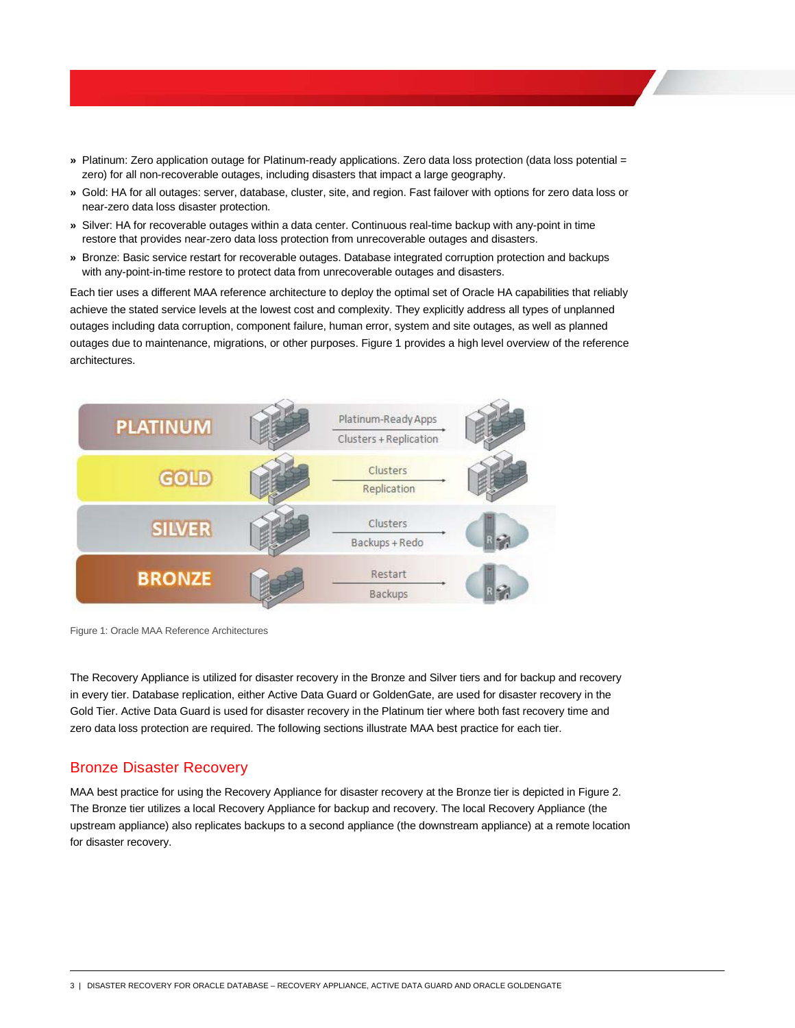- Platinum: Zero application outage for Platinum-ready applications. Zero data loss protection (data loss potential = zero) for all non-recoverable outages, including disasters that impact a large geography.
- Gold: HA for all outages: server, database, cluster, site, and region. Fast failover with options for zero data loss or near-zero data loss disaster protection.
- Silver: HA for recoverable outages within a data center. Continuous real-time backup with any-point in time restore that provides near-zero data loss protection from unrecoverable outages and disasters.
- Bronze: Basic service restart for recoverable outages. Database integrated corruption protection and backups with any-point-in-time restore to protect data from unrecoverable outages and disasters.

Each tier uses a different MAA reference architecture to deploy the optimal set of Oracle HA capabilities that reliably achieve the stated service levels at the lowest cost and complexity. They explicitly address all types of unplanned outages including data corruption, component failure, human error, system and site outages, as well as planned outages due to maintenance, migrations, or other purposes. Figure 1 provides a high level overview of the reference architectures.

| Tier | |
|---|---|
| PLATINUM | Platinum-Ready Apps / Clusters + Replication |
| GOLD | Clusters / Replication |
| SILVER | Clusters / Backups + Redo |
| BRONZE | Restart / Backups |

Figure 1: Oracle MAA Reference Architectures

The Recovery Appliance is utilized for disaster recovery in the Bronze and Silver tiers and for backup and recovery in every tier. Database replication, either Active Data Guard or GoldenGate, are used for disaster recovery in the Gold Tier. Active Data Guard is used for disaster recovery in the Platinum tier where both fast recovery time and zero data loss protection are required. The following sections illustrate MAA best practice for each tier.

## Bronze Disaster Recovery

MAA best practice for using the Recovery Appliance for disaster recovery at the Bronze tier is depicted in Figure 2. The Bronze tier utilizes a local Recovery Appliance for backup and recovery. The local Recovery Appliance (the upstream appliance) also replicates backups to a second appliance (the downstream appliance) at a remote location for disaster recovery.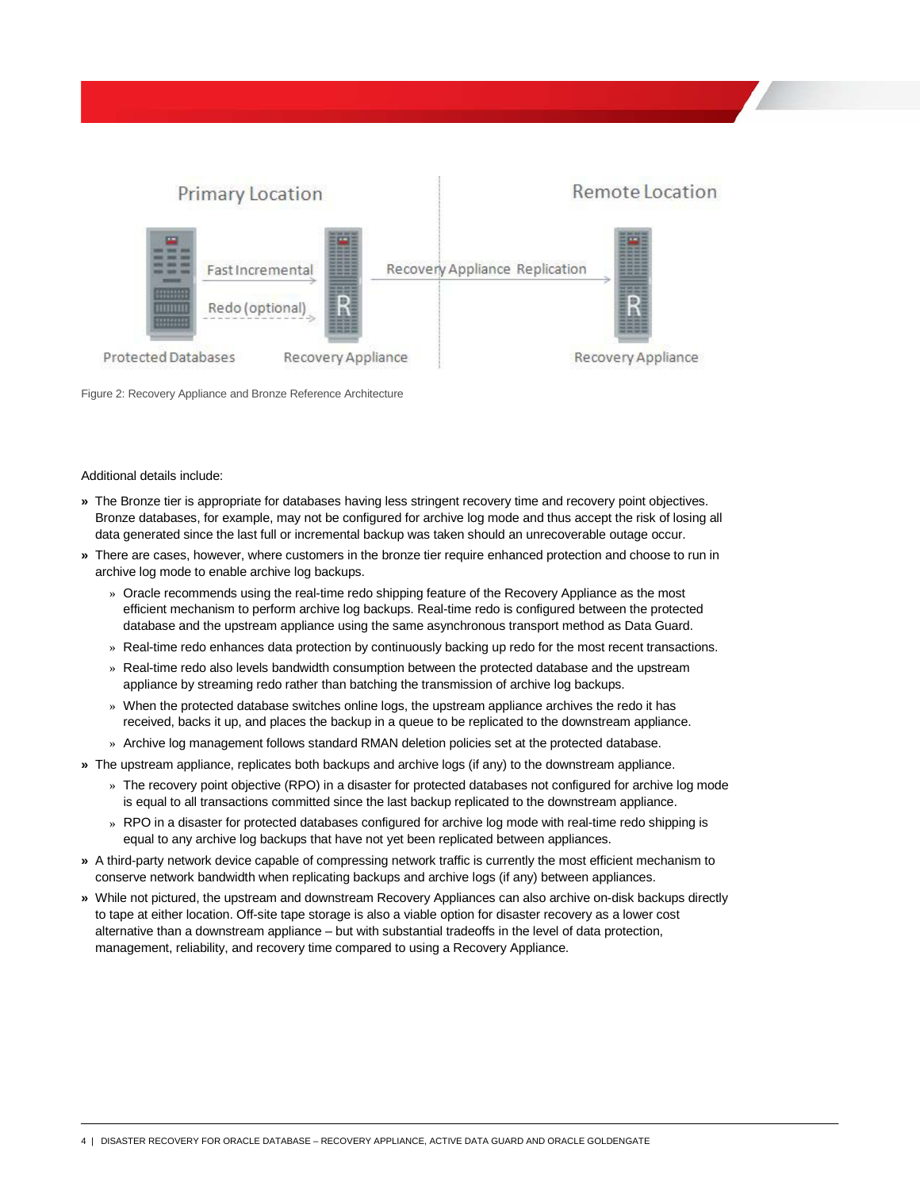Figure 2: Recovery Appliance and Bronze Reference Architecture

Additional details include:

- The Bronze tier is appropriate for databases having less stringent recovery time and recovery point objectives. Bronze databases, for example, may not be configured for archive log mode and thus accept the risk of losing all data generated since the last full or incremental backup was taken should an unrecoverable outage occur.
- There are cases, however, where customers in the bronze tier require enhanced protection and choose to run in archive log mode to enable archive log backups.
  - Oracle recommends using the real-time redo shipping feature of the Recovery Appliance as the most efficient mechanism to perform archive log backups. Real-time redo is configured between the protected database and the upstream appliance using the same asynchronous transport method as Data Guard.
  - Real-time redo enhances data protection by continuously backing up redo for the most recent transactions.
  - Real-time redo also levels bandwidth consumption between the protected database and the upstream appliance by streaming redo rather than batching the transmission of archive log backups.
  - When the protected database switches online logs, the upstream appliance archives the redo it has received, backs it up, and places the backup in a queue to be replicated to the downstream appliance.
  - Archive log management follows standard RMAN deletion policies set at the protected database.
- The upstream appliance, replicates both backups and archive logs (if any) to the downstream appliance.
  - The recovery point objective (RPO) in a disaster for protected databases not configured for archive log mode is equal to all transactions committed since the last backup replicated to the downstream appliance.
  - RPO in a disaster for protected databases configured for archive log mode with real-time redo shipping is equal to any archive log backups that have not yet been replicated between appliances.
- A third-party network device capable of compressing network traffic is currently the most efficient mechanism to conserve network bandwidth when replicating backups and archive logs (if any) between appliances.
- While not pictured, the upstream and downstream Recovery Appliances can also archive on-disk backups directly to tape at either location. Off-site tape storage is also a viable option for disaster recovery as a lower cost alternative than a downstream appliance – but with substantial tradeoffs in the level of data protection, management, reliability, and recovery time compared to using a Recovery Appliance.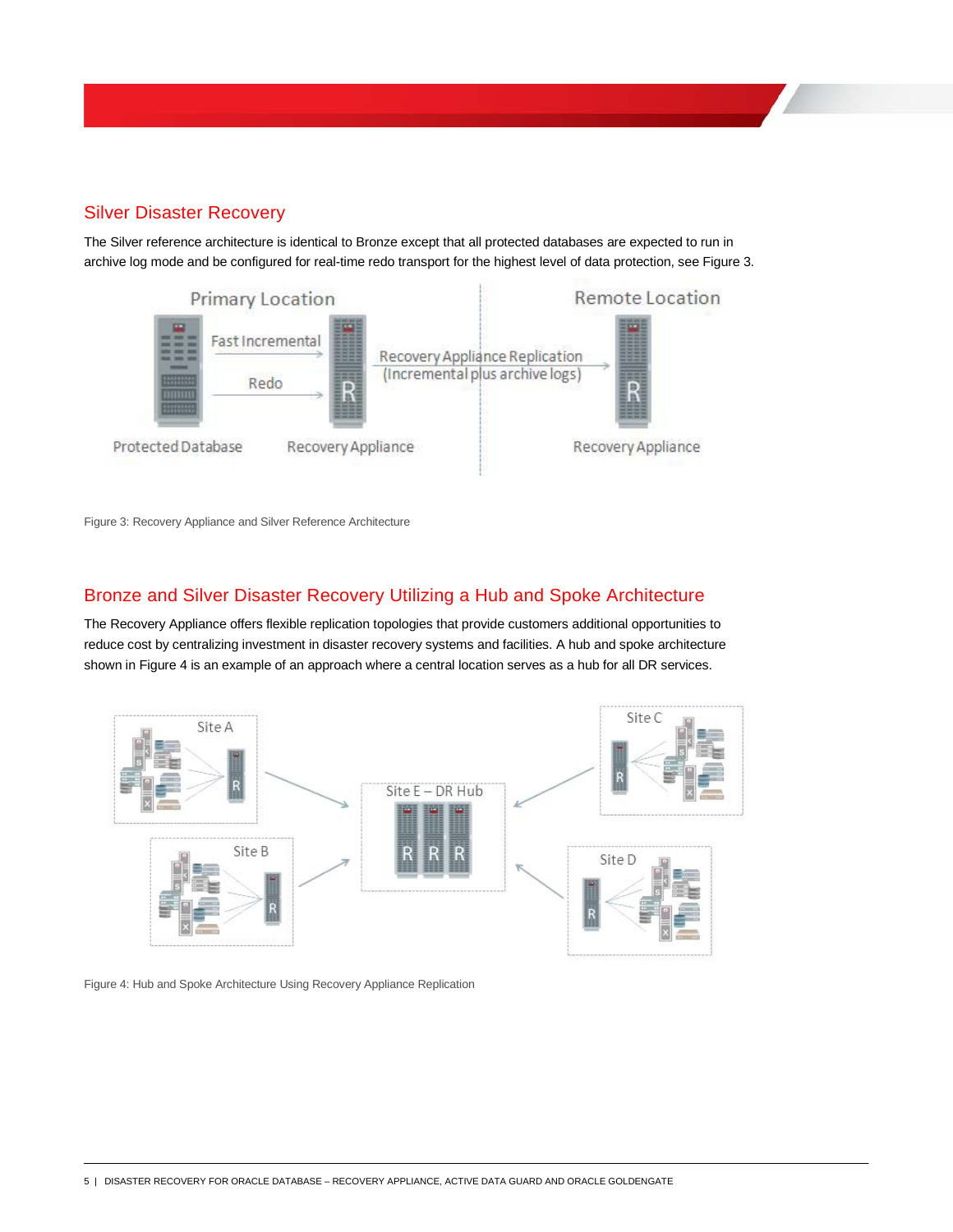## Silver Disaster Recovery

The Silver reference architecture is identical to Bronze except that all protected databases are expected to run in archive log mode and be configured for real-time redo transport for the highest level of data protection, see Figure 3.

Figure 3: Recovery Appliance and Silver Reference Architecture

## Bronze and Silver Disaster Recovery Utilizing a Hub and Spoke Architecture

The Recovery Appliance offers flexible replication topologies that provide customers additional opportunities to reduce cost by centralizing investment in disaster recovery systems and facilities. A hub and spoke architecture shown in Figure 4 is an example of an approach where a central location serves as a hub for all DR services.

Figure 4: Hub and Spoke Architecture Using Recovery Appliance Replication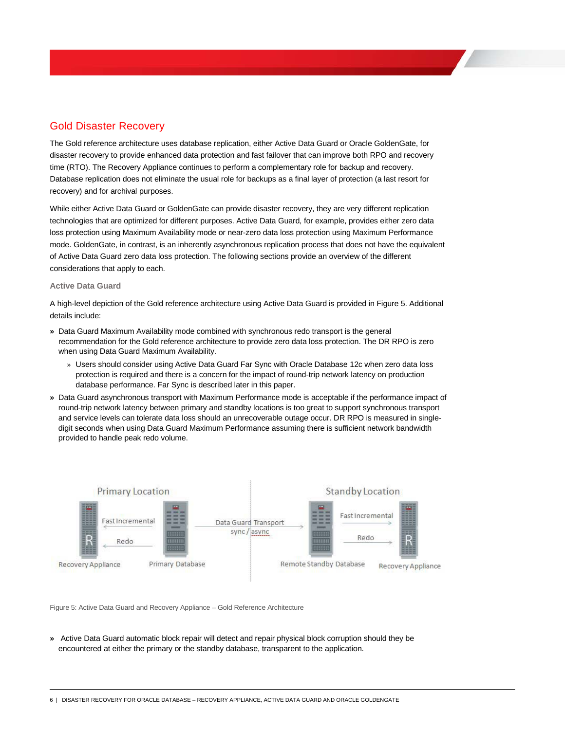## Gold Disaster Recovery

The Gold reference architecture uses database replication, either Active Data Guard or Oracle GoldenGate, for disaster recovery to provide enhanced data protection and fast failover that can improve both RPO and recovery time (RTO). The Recovery Appliance continues to perform a complementary role for backup and recovery. Database replication does not eliminate the usual role for backups as a final layer of protection (a last resort for recovery) and for archival purposes.

While either Active Data Guard or GoldenGate can provide disaster recovery, they are very different replication technologies that are optimized for different purposes. Active Data Guard, for example, provides either zero data loss protection using Maximum Availability mode or near-zero data loss protection using Maximum Performance mode. GoldenGate, in contrast, is an inherently asynchronous replication process that does not have the equivalent of Active Data Guard zero data loss protection. The following sections provide an overview of the different considerations that apply to each.

### Active Data Guard

A high-level depiction of the Gold reference architecture using Active Data Guard is provided in Figure 5. Additional details include:

- Data Guard Maximum Availability mode combined with synchronous redo transport is the general recommendation for the Gold reference architecture to provide zero data loss protection. The DR RPO is zero when using Data Guard Maximum Availability.
  - Users should consider using Active Data Guard Far Sync with Oracle Database 12c when zero data loss protection is required and there is a concern for the impact of round-trip network latency on production database performance. Far Sync is described later in this paper.
- Data Guard asynchronous transport with Maximum Performance mode is acceptable if the performance impact of round-trip network latency between primary and standby locations is too great to support synchronous transport and service levels can tolerate data loss should an unrecoverable outage occur. DR RPO is measured in single-digit seconds when using Data Guard Maximum Performance assuming there is sufficient network bandwidth provided to handle peak redo volume.

Figure 5: Active Data Guard and Recovery Appliance – Gold Reference Architecture

- Active Data Guard automatic block repair will detect and repair physical block corruption should they be encountered at either the primary or the standby database, transparent to the application.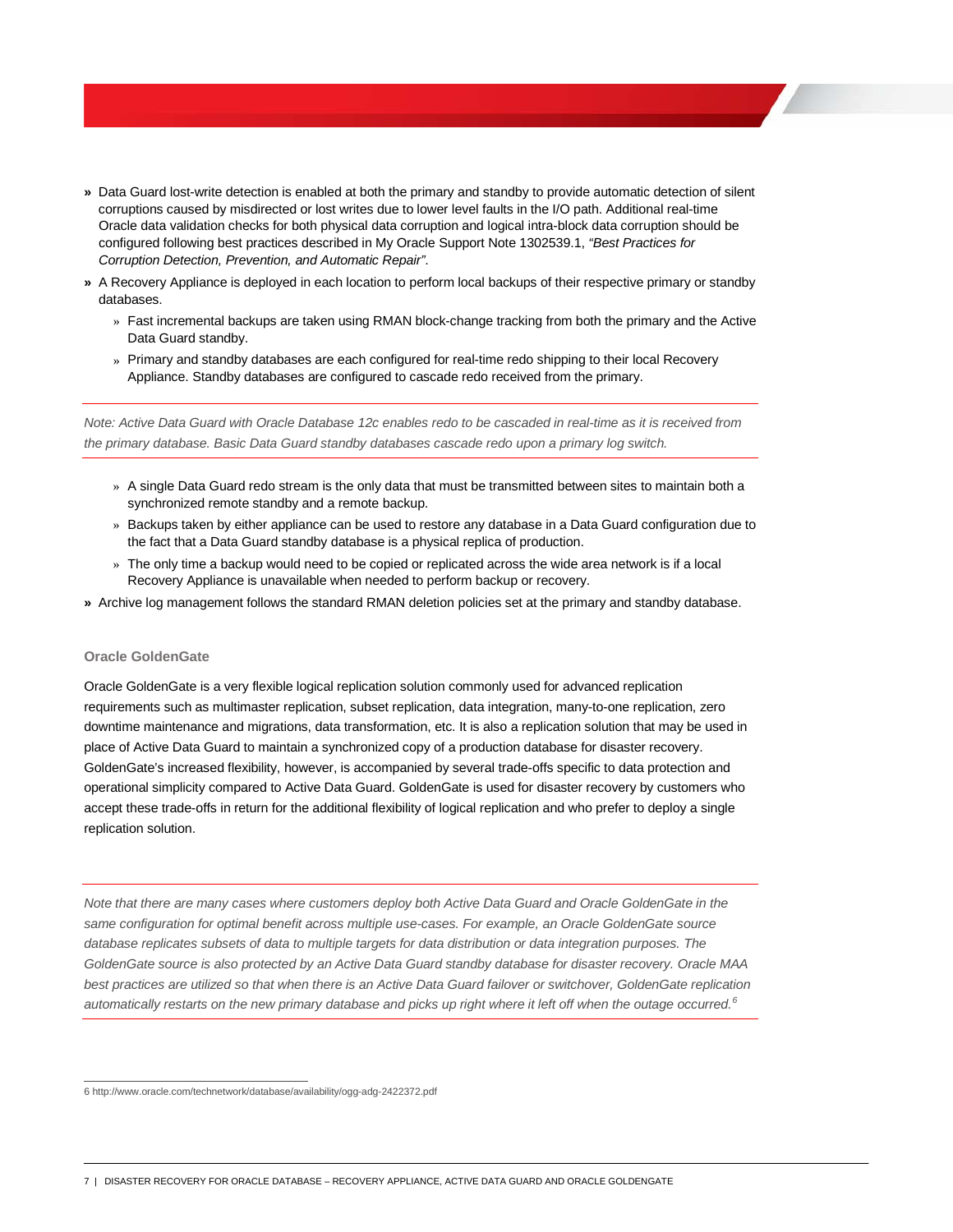- Data Guard lost-write detection is enabled at both the primary and standby to provide automatic detection of silent corruptions caused by misdirected or lost writes due to lower level faults in the I/O path. Additional real-time Oracle data validation checks for both physical data corruption and logical intra-block data corruption should be configured following best practices described in My Oracle Support Note 1302539.1, *"Best Practices for Corruption Detection, Prevention, and Automatic Repair"*.
- A Recovery Appliance is deployed in each location to perform local backups of their respective primary or standby databases.
  - Fast incremental backups are taken using RMAN block-change tracking from both the primary and the Active Data Guard standby.
  - Primary and standby databases are each configured for real-time redo shipping to their local Recovery Appliance. Standby databases are configured to cascade redo received from the primary.

---

*Note: Active Data Guard with Oracle Database 12c enables redo to be cascaded in real-time as it is received from the primary database. Basic Data Guard standby databases cascade redo upon a primary log switch.*

---

  - A single Data Guard redo stream is the only data that must be transmitted between sites to maintain both a synchronized remote standby and a remote backup.
  - Backups taken by either appliance can be used to restore any database in a Data Guard configuration due to the fact that a Data Guard standby database is a physical replica of production.
  - The only time a backup would need to be copied or replicated across the wide area network is if a local Recovery Appliance is unavailable when needed to perform backup or recovery.
- Archive log management follows the standard RMAN deletion policies set at the primary and standby database.

### Oracle GoldenGate

Oracle GoldenGate is a very flexible logical replication solution commonly used for advanced replication requirements such as multimaster replication, subset replication, data integration, many-to-one replication, zero downtime maintenance and migrations, data transformation, etc. It is also a replication solution that may be used in place of Active Data Guard to maintain a synchronized copy of a production database for disaster recovery. GoldenGate's increased flexibility, however, is accompanied by several trade-offs specific to data protection and operational simplicity compared to Active Data Guard. GoldenGate is used for disaster recovery by customers who accept these trade-offs in return for the additional flexibility of logical replication and who prefer to deploy a single replication solution.

---

*Note that there are many cases where customers deploy both Active Data Guard and Oracle GoldenGate in the same configuration for optimal benefit across multiple use-cases. For example, an Oracle GoldenGate source database replicates subsets of data to multiple targets for data distribution or data integration purposes. The GoldenGate source is also protected by an Active Data Guard standby database for disaster recovery. Oracle MAA best practices are utilized so that when there is an Active Data Guard failover or switchover, GoldenGate replication automatically restarts on the new primary database and picks up right where it left off when the outage occurred.*[6]

---

6 http://www.oracle.com/technetwork/database/availability/ogg-adg-2422372.pdf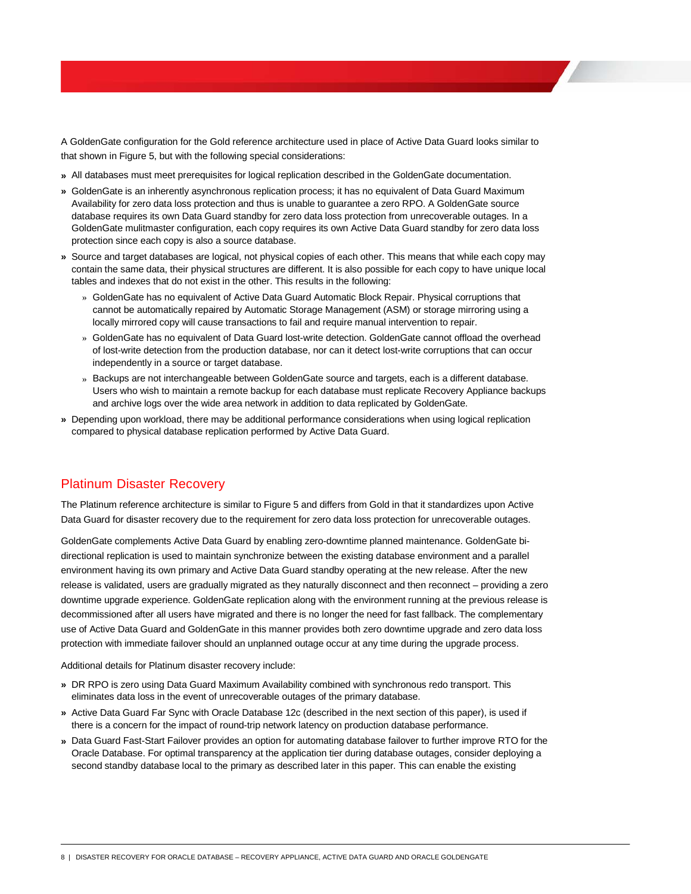A GoldenGate configuration for the Gold reference architecture used in place of Active Data Guard looks similar to that shown in Figure 5, but with the following special considerations:

- All databases must meet prerequisites for logical replication described in the GoldenGate documentation.
- GoldenGate is an inherently asynchronous replication process; it has no equivalent of Data Guard Maximum Availability for zero data loss protection and thus is unable to guarantee a zero RPO. A GoldenGate source database requires its own Data Guard standby for zero data loss protection from unrecoverable outages. In a GoldenGate mulitmaster configuration, each copy requires its own Active Data Guard standby for zero data loss protection since each copy is also a source database.
- Source and target databases are logical, not physical copies of each other. This means that while each copy may contain the same data, their physical structures are different. It is also possible for each copy to have unique local tables and indexes that do not exist in the other. This results in the following:
  - GoldenGate has no equivalent of Active Data Guard Automatic Block Repair. Physical corruptions that cannot be automatically repaired by Automatic Storage Management (ASM) or storage mirroring using a locally mirrored copy will cause transactions to fail and require manual intervention to repair.
  - GoldenGate has no equivalent of Data Guard lost-write detection. GoldenGate cannot offload the overhead of lost-write detection from the production database, nor can it detect lost-write corruptions that can occur independently in a source or target database.
  - Backups are not interchangeable between GoldenGate source and targets, each is a different database. Users who wish to maintain a remote backup for each database must replicate Recovery Appliance backups and archive logs over the wide area network in addition to data replicated by GoldenGate.
- Depending upon workload, there may be additional performance considerations when using logical replication compared to physical database replication performed by Active Data Guard.

## Platinum Disaster Recovery

The Platinum reference architecture is similar to Figure 5 and differs from Gold in that it standardizes upon Active Data Guard for disaster recovery due to the requirement for zero data loss protection for unrecoverable outages.

GoldenGate complements Active Data Guard by enabling zero-downtime planned maintenance. GoldenGate bi-directional replication is used to maintain synchronize between the existing database environment and a parallel environment having its own primary and Active Data Guard standby operating at the new release. After the new release is validated, users are gradually migrated as they naturally disconnect and then reconnect – providing a zero downtime upgrade experience. GoldenGate replication along with the environment running at the previous release is decommissioned after all users have migrated and there is no longer the need for fast fallback. The complementary use of Active Data Guard and GoldenGate in this manner provides both zero downtime upgrade and zero data loss protection with immediate failover should an unplanned outage occur at any time during the upgrade process.

Additional details for Platinum disaster recovery include:

- DR RPO is zero using Data Guard Maximum Availability combined with synchronous redo transport. This eliminates data loss in the event of unrecoverable outages of the primary database.
- Active Data Guard Far Sync with Oracle Database 12c (described in the next section of this paper), is used if there is a concern for the impact of round-trip network latency on production database performance.
- Data Guard Fast-Start Failover provides an option for automating database failover to further improve RTO for the Oracle Database. For optimal transparency at the application tier during database outages, consider deploying a second standby database local to the primary as described later in this paper. This can enable the existing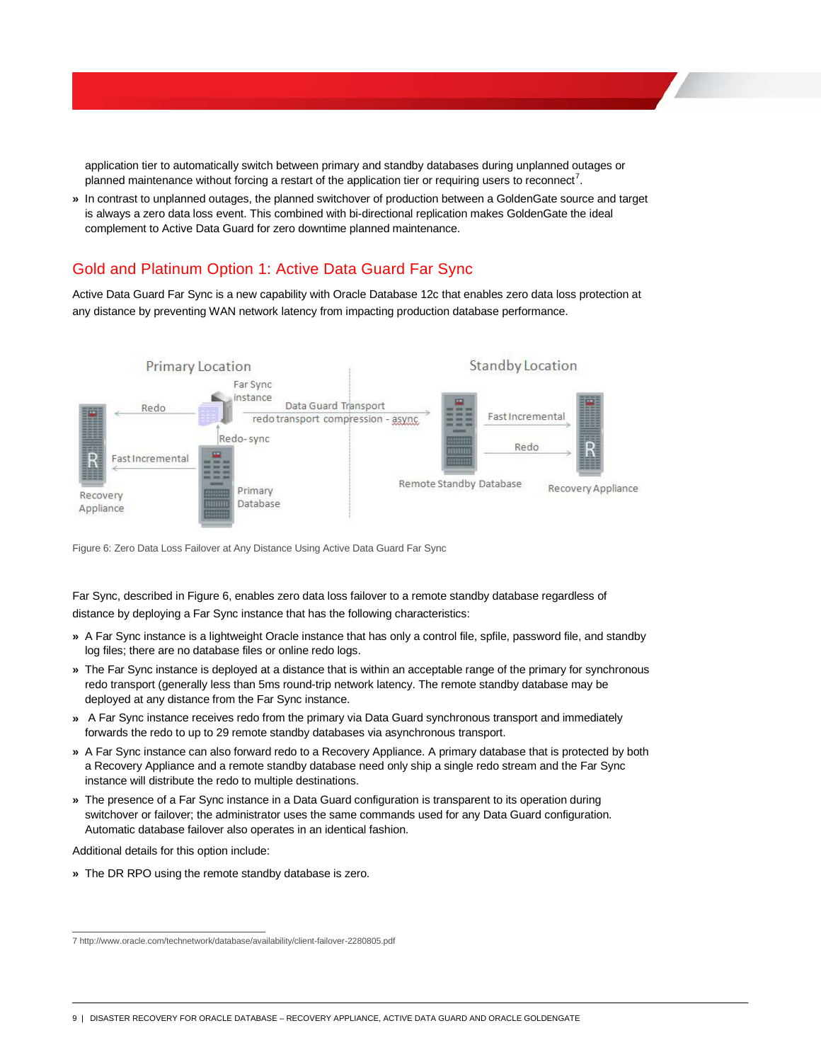application tier to automatically switch between primary and standby databases during unplanned outages or planned maintenance without forcing a restart of the application tier or requiring users to reconnect[7].

» In contrast to unplanned outages, the planned switchover of production between a GoldenGate source and target is always a zero data loss event. This combined with bi-directional replication makes GoldenGate the ideal complement to Active Data Guard for zero downtime planned maintenance.

## Gold and Platinum Option 1: Active Data Guard Far Sync

Active Data Guard Far Sync is a new capability with Oracle Database 12c that enables zero data loss protection at any distance by preventing WAN network latency from impacting production database performance.

Figure 6: Zero Data Loss Failover at Any Distance Using Active Data Guard Far Sync

Far Sync, described in Figure 6, enables zero data loss failover to a remote standby database regardless of distance by deploying a Far Sync instance that has the following characteristics:

» A Far Sync instance is a lightweight Oracle instance that has only a control file, spfile, password file, and standby log files; there are no database files or online redo logs.

» The Far Sync instance is deployed at a distance that is within an acceptable range of the primary for synchronous redo transport (generally less than 5ms round-trip network latency. The remote standby database may be deployed at any distance from the Far Sync instance.

» A Far Sync instance receives redo from the primary via Data Guard synchronous transport and immediately forwards the redo to up to 29 remote standby databases via asynchronous transport.

» A Far Sync instance can also forward redo to a Recovery Appliance. A primary database that is protected by both a Recovery Appliance and a remote standby database need only ship a single redo stream and the Far Sync instance will distribute the redo to multiple destinations.

» The presence of a Far Sync instance in a Data Guard configuration is transparent to its operation during switchover or failover; the administrator uses the same commands used for any Data Guard configuration. Automatic database failover also operates in an identical fashion.

Additional details for this option include:

» The DR RPO using the remote standby database is zero.

7 http://www.oracle.com/technetwork/database/availability/client-failover-2280805.pdf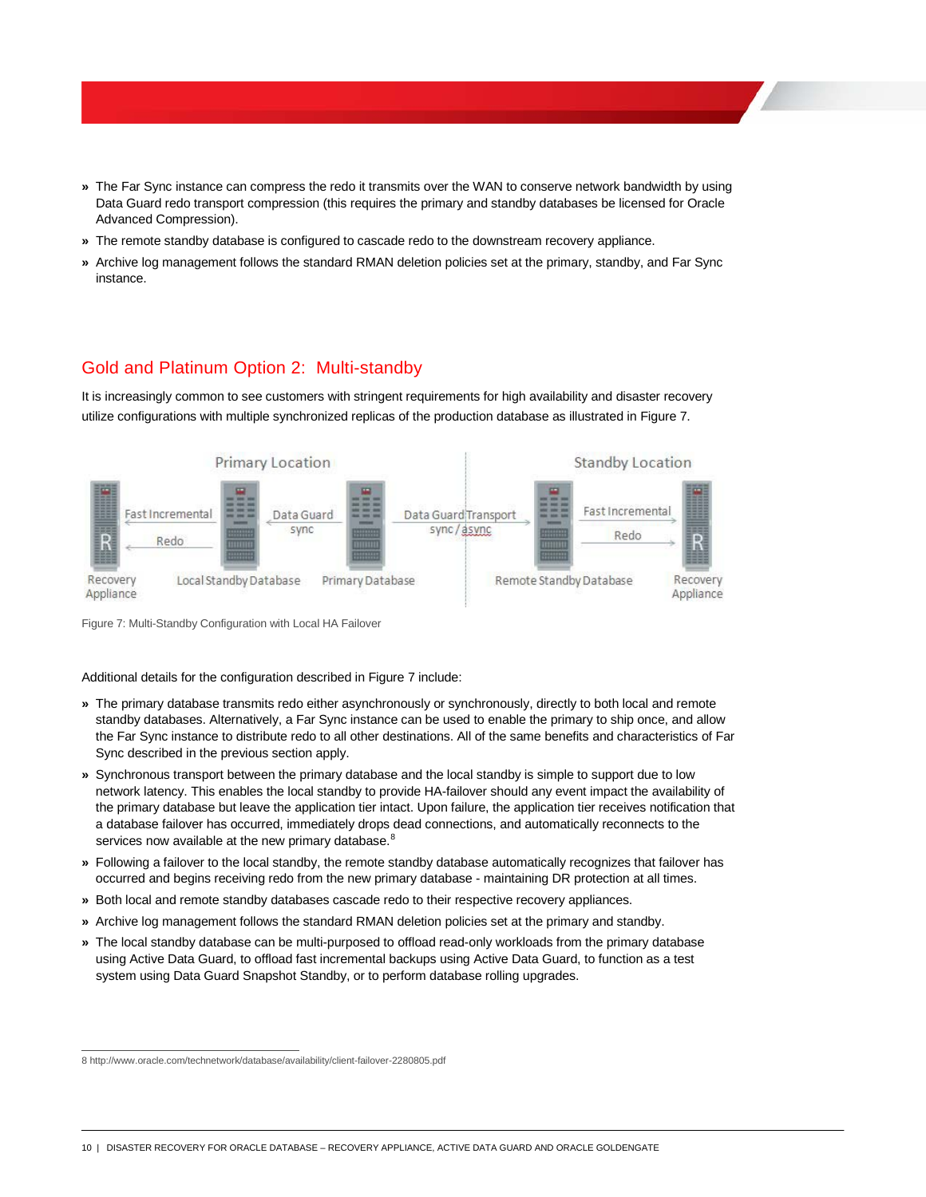- The Far Sync instance can compress the redo it transmits over the WAN to conserve network bandwidth by using Data Guard redo transport compression (this requires the primary and standby databases be licensed for Oracle Advanced Compression).
- The remote standby database is configured to cascade redo to the downstream recovery appliance.
- Archive log management follows the standard RMAN deletion policies set at the primary, standby, and Far Sync instance.

## Gold and Platinum Option 2: Multi-standby

It is increasingly common to see customers with stringent requirements for high availability and disaster recovery utilize configurations with multiple synchronized replicas of the production database as illustrated in Figure 7.

Figure 7: Multi-Standby Configuration with Local HA Failover

Additional details for the configuration described in Figure 7 include:

- The primary database transmits redo either asynchronously or synchronously, directly to both local and remote standby databases. Alternatively, a Far Sync instance can be used to enable the primary to ship once, and allow the Far Sync instance to distribute redo to all other destinations. All of the same benefits and characteristics of Far Sync described in the previous section apply.
- Synchronous transport between the primary database and the local standby is simple to support due to low network latency. This enables the local standby to provide HA-failover should any event impact the availability of the primary database but leave the application tier intact. Upon failure, the application tier receives notification that a database failover has occurred, immediately drops dead connections, and automatically reconnects to the services now available at the new primary database.[8]
- Following a failover to the local standby, the remote standby database automatically recognizes that failover has occurred and begins receiving redo from the new primary database - maintaining DR protection at all times.
- Both local and remote standby databases cascade redo to their respective recovery appliances.
- Archive log management follows the standard RMAN deletion policies set at the primary and standby.
- The local standby database can be multi-purposed to offload read-only workloads from the primary database using Active Data Guard, to offload fast incremental backups using Active Data Guard, to function as a test system using Data Guard Snapshot Standby, or to perform database rolling upgrades.

8 http://www.oracle.com/technetwork/database/availability/client-failover-2280805.pdf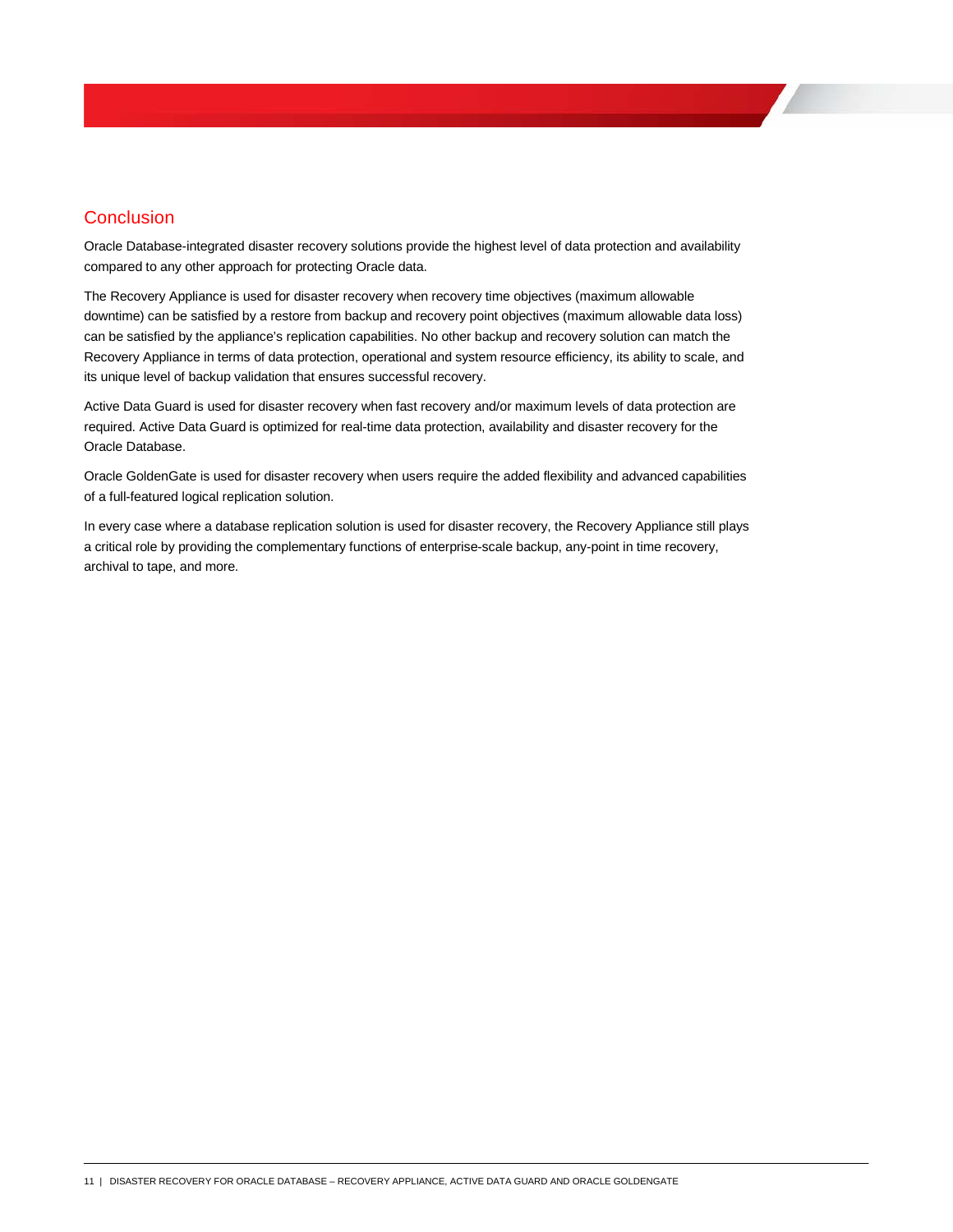## Conclusion

Oracle Database-integrated disaster recovery solutions provide the highest level of data protection and availability compared to any other approach for protecting Oracle data.

The Recovery Appliance is used for disaster recovery when recovery time objectives (maximum allowable downtime) can be satisfied by a restore from backup and recovery point objectives (maximum allowable data loss) can be satisfied by the appliance's replication capabilities. No other backup and recovery solution can match the Recovery Appliance in terms of data protection, operational and system resource efficiency, its ability to scale, and its unique level of backup validation that ensures successful recovery.

Active Data Guard is used for disaster recovery when fast recovery and/or maximum levels of data protection are required. Active Data Guard is optimized for real-time data protection, availability and disaster recovery for the Oracle Database.

Oracle GoldenGate is used for disaster recovery when users require the added flexibility and advanced capabilities of a full-featured logical replication solution.

In every case where a database replication solution is used for disaster recovery, the Recovery Appliance still plays a critical role by providing the complementary functions of enterprise-scale backup, any-point in time recovery, archival to tape, and more.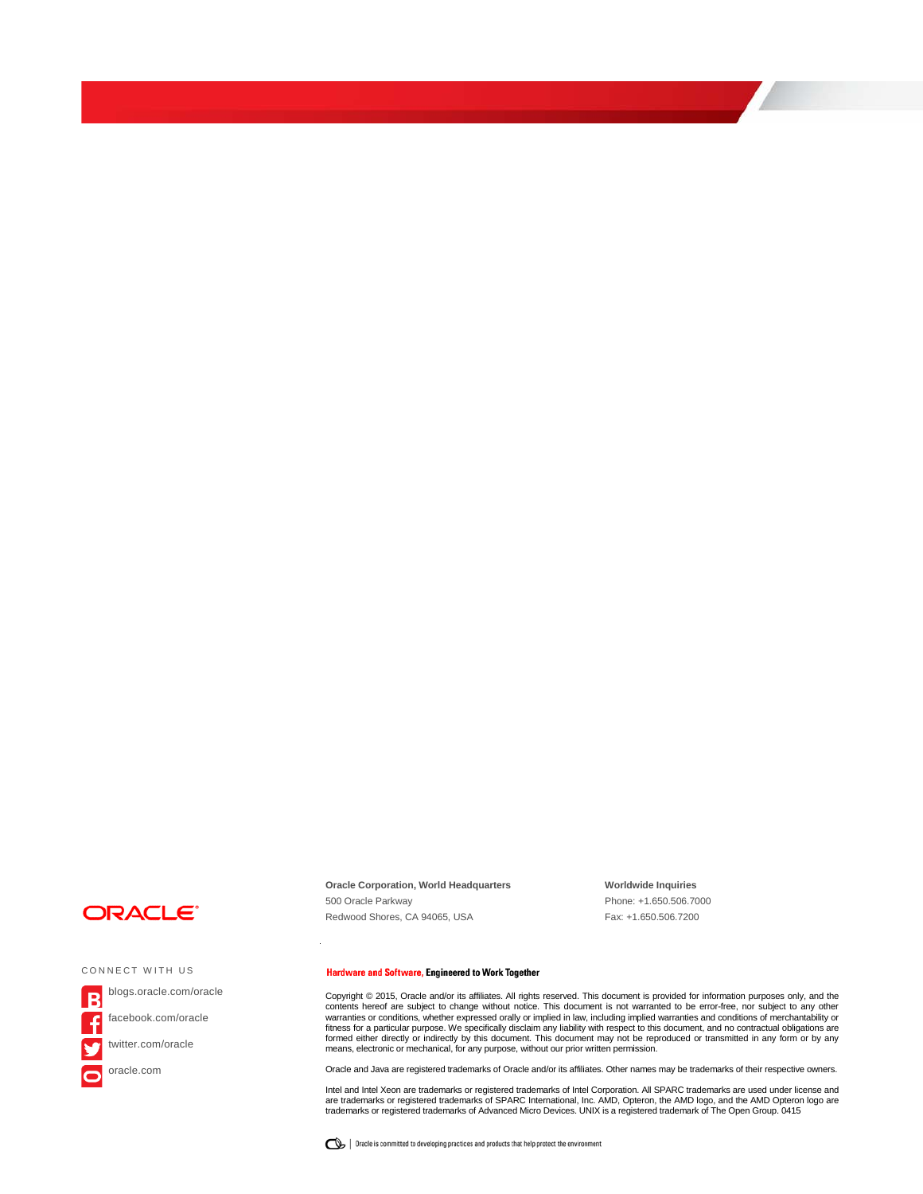ORACLE

**Oracle Corporation, World Headquarters**
500 Oracle Parkway
Redwood Shores, CA 94065, USA

**Worldwide Inquiries**
Phone: +1.650.506.7000
Fax: +1.650.506.7200

CONNECT WITH US

blogs.oracle.com/oracle

facebook.com/oracle

twitter.com/oracle

oracle.com

**Hardware and Software, Engineered to Work Together**

Copyright © 2015, Oracle and/or its affiliates. All rights reserved. This document is provided for information purposes only, and the contents hereof are subject to change without notice. This document is not warranted to be error-free, nor subject to any other warranties or conditions, whether expressed orally or implied in law, including implied warranties and conditions of merchantability or fitness for a particular purpose. We specifically disclaim any liability with respect to this document, and no contractual obligations are formed either directly or indirectly by this document. This document may not be reproduced or transmitted in any form or by any means, electronic or mechanical, for any purpose, without our prior written permission.

Oracle and Java are registered trademarks of Oracle and/or its affiliates. Other names may be trademarks of their respective owners.

Intel and Intel Xeon are trademarks or registered trademarks of Intel Corporation. All SPARC trademarks are used under license and are trademarks or registered trademarks of SPARC International, Inc. AMD, Opteron, the AMD logo, and the AMD Opteron logo are trademarks or registered trademarks of Advanced Micro Devices. UNIX is a registered trademark of The Open Group. 0415

Oracle is committed to developing practices and products that help protect the environment